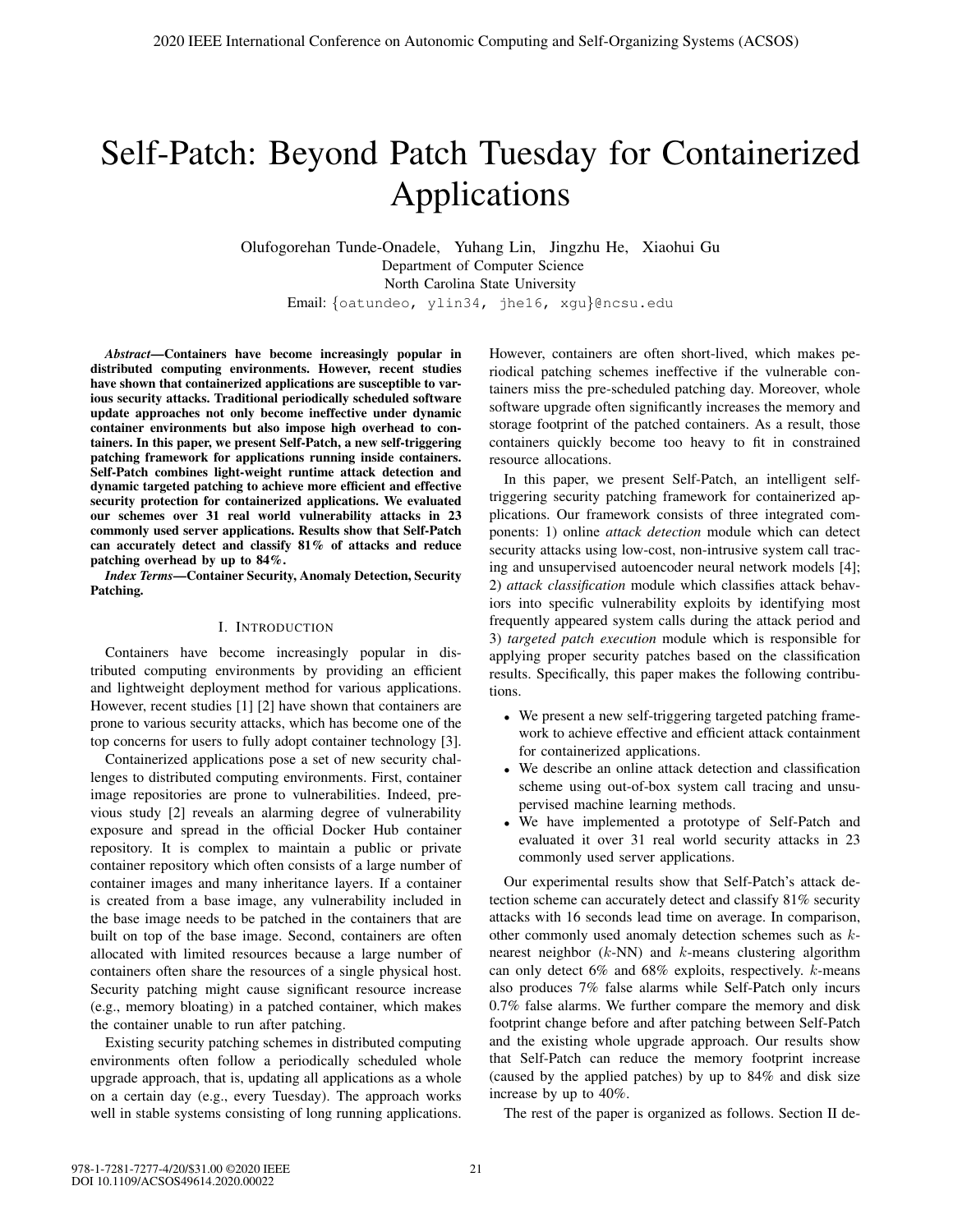# Self-Patch: Beyond Patch Tuesday for Containerized Applications

Olufogorehan Tunde-Onadele, Yuhang Lin, Jingzhu He, Xiaohui Gu
Department of Computer Science
North Carolina State University
Email: {oatundeo, ylin34, jhe16, xgu}@ncsu.edu

***Abstract*—Containers have become increasingly popular in distributed computing environments. However, recent studies have shown that containerized applications are susceptible to various security attacks. Traditional periodically scheduled software update approaches not only become ineffective under dynamic container environments but also impose high overhead to containers. In this paper, we present Self-Patch, a new self-triggering patching framework for applications running inside containers. Self-Patch combines light-weight runtime attack detection and dynamic targeted patching to achieve more efficient and effective security protection for containerized applications. We evaluated our schemes over 31 real world vulnerability attacks in 23 commonly used server applications. Results show that Self-Patch can accurately detect and classify 81% of attacks and reduce patching overhead by up to 84%.**

***Index Terms*—Container Security, Anomaly Detection, Security Patching.**

## I. Introduction

Containers have become increasingly popular in distributed computing environments by providing an efficient and lightweight deployment method for various applications. However, recent studies [1] [2] have shown that containers are prone to various security attacks, which has become one of the top concerns for users to fully adopt container technology [3].

Containerized applications pose a set of new security challenges to distributed computing environments. First, container image repositories are prone to vulnerabilities. Indeed, previous study [2] reveals an alarming degree of vulnerability exposure and spread in the official Docker Hub container repository. It is complex to maintain a public or private container repository which often consists of a large number of container images and many inheritance layers. If a container is created from a base image, any vulnerability included in the base image needs to be patched in the containers that are built on top of the base image. Second, containers are often allocated with limited resources because a large number of containers often share the resources of a single physical host. Security patching might cause significant resource increase (e.g., memory bloating) in a patched container, which makes the container unable to run after patching.

Existing security patching schemes in distributed computing environments often follow a periodically scheduled whole upgrade approach, that is, updating all applications as a whole on a certain day (e.g., every Tuesday). The approach works well in stable systems consisting of long running applications. However, containers are often short-lived, which makes periodical patching schemes ineffective if the vulnerable containers miss the pre-scheduled patching day. Moreover, whole software upgrade often significantly increases the memory and storage footprint of the patched containers. As a result, those containers quickly become too heavy to fit in constrained resource allocations.

In this paper, we present Self-Patch, an intelligent self-triggering security patching framework for containerized applications. Our framework consists of three integrated components: 1) online *attack detection* module which can detect security attacks using low-cost, non-intrusive system call tracing and unsupervised autoencoder neural network models [4]; 2) *attack classification* module which classifies attack behaviors into specific vulnerability exploits by identifying most frequently appeared system calls during the attack period and 3) *targeted patch execution* module which is responsible for applying proper security patches based on the classification results. Specifically, this paper makes the following contributions.

- We present a new self-triggering targeted patching framework to achieve effective and efficient attack containment for containerized applications.
- We describe an online attack detection and classification scheme using out-of-box system call tracing and unsupervised machine learning methods.
- We have implemented a prototype of Self-Patch and evaluated it over 31 real world security attacks in 23 commonly used server applications.

Our experimental results show that Self-Patch's attack detection scheme can accurately detect and classify 81% security attacks with 16 seconds lead time on average. In comparison, other commonly used anomaly detection schemes such as $k$-nearest neighbor ($k$-NN) and $k$-means clustering algorithm can only detect 6% and 68% exploits, respectively. $k$-means also produces 7% false alarms while Self-Patch only incurs 0.7% false alarms. We further compare the memory and disk footprint change before and after patching between Self-Patch and the existing whole upgrade approach. Our results show that Self-Patch can reduce the memory footprint increase (caused by the applied patches) by up to 84% and disk size increase by up to 40%.

The rest of the paper is organized as follows. Section II de-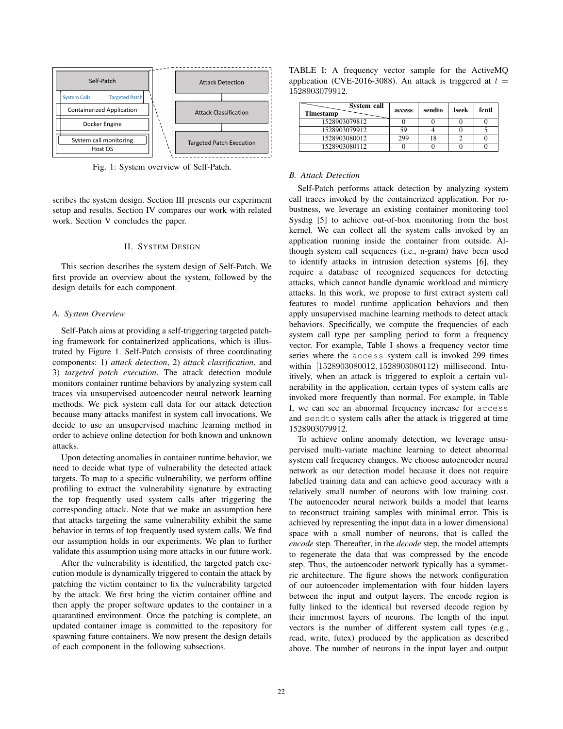Self-Patch

System Calls

Targeted Patch

Containerized Application

Docker Engine

System call monitoring

Host OS

Attack Detection

Attack Classification

Targeted Patch Execution

Fig. 1: System overview of Self-Patch.

scribes the system design. Section III presents our experiment setup and results. Section IV compares our work with related work. Section V concludes the paper.

## II. System Design

This section describes the system design of Self-Patch. We first provide an overview about the system, followed by the design details for each component.

### A. System Overview

Self-Patch aims at providing a self-triggering targeted patching framework for containerized applications, which is illustrated by Figure 1. Self-Patch consists of three coordinating components: 1) *attack detection*, 2) *attack classification*, and 3) *targeted patch execution*. The attack detection module monitors container runtime behaviors by analyzing system call traces via unsupervised autoencoder neural network learning methods. We pick system call data for our attack detection because many attacks manifest in system call invocations. We decide to use an unsupervised machine learning method in order to achieve online detection for both known and unknown attacks.

Upon detecting anomalies in container runtime behavior, we need to decide what type of vulnerability the detected attack targets. To map to a specific vulnerability, we perform offline profiling to extract the vulnerability signature by extracting the top frequently used system calls after triggering the corresponding attack. Note that we make an assumption here that attacks targeting the same vulnerability exhibit the same behavior in terms of top frequently used system calls. We find our assumption holds in our experiments. We plan to further validate this assumption using more attacks in our future work.

After the vulnerability is identified, the targeted patch execution module is dynamically triggered to contain the attack by patching the victim container to fix the vulnerability targeted by the attack. We first bring the victim container offline and then apply the proper software updates to the container in a quarantined environment. Once the patching is complete, an updated container image is committed to the repository for spawning future containers. We now present the design details of each component in the following subsections.

TABLE I: A frequency vector sample for the ActiveMQ application (CVE-2016-3088). An attack is triggered at $t = 1528903079912$.

| Timestamp \ System call | access | sendto | lseek | fcntl |
|---|---|---|---|---|
| 1528903079812 | 0 | 0 | 0 | 0 |
| 1528903079912 | 59 | 4 | 0 | 5 |
| 1528903080012 | 299 | 18 | 2 | 0 |
| 1528903080112 | 0 | 0 | 0 | 0 |

### B. Attack Detection

Self-Patch performs attack detection by analyzing system call traces invoked by the containerized application. For robustness, we leverage an existing container monitoring tool Sysdig [5] to achieve out-of-box monitoring from the host kernel. We can collect all the system calls invoked by an application running inside the container from outside. Although system call sequences (i.e., n-gram) have been used to identify attacks in intrusion detection systems [6], they require a database of recognized sequences for detecting attacks, which cannot handle dynamic workload and mimicry attacks. In this work, we propose to first extract system call features to model runtime application behaviors and then apply unsupervised machine learning methods to detect attack behaviors. Specifically, we compute the frequencies of each system call type per sampling period to form a frequency vector. For example, Table I shows a frequency vector time series where the `access` system call is invoked 299 times within $[1528903080012, 1528903080112)$ millisecond. Intuitively, when an attack is triggered to exploit a certain vulnerability in the application, certain types of system calls are invoked more frequently than normal. For example, in Table I, we can see an abnormal frequency increase for `access` and `sendto` system calls after the attack is triggered at time 1528903079912.

To achieve online anomaly detection, we leverage unsupervised multi-variate machine learning to detect abnormal system call frequency changes. We choose autoencoder neural network as our detection model because it does not require labelled training data and can achieve good accuracy with a relatively small number of neurons with low training cost. The autoencoder neural network builds a model that learns to reconstruct training samples with minimal error. This is achieved by representing the input data in a lower dimensional space with a small number of neurons, that is called the *encode* step. Thereafter, in the *decode* step, the model attempts to regenerate the data that was compressed by the encode step. Thus, the autoencoder network typically has a symmetric architecture. The figure shows the network configuration of our autoencoder implementation with four hidden layers between the input and output layers. The encode region is fully linked to the identical but reversed decode region by their innermost layers of neurons. The length of the input vectors is the number of different system call types (e.g., read, write, futex) produced by the application as described above. The number of neurons in the input layer and output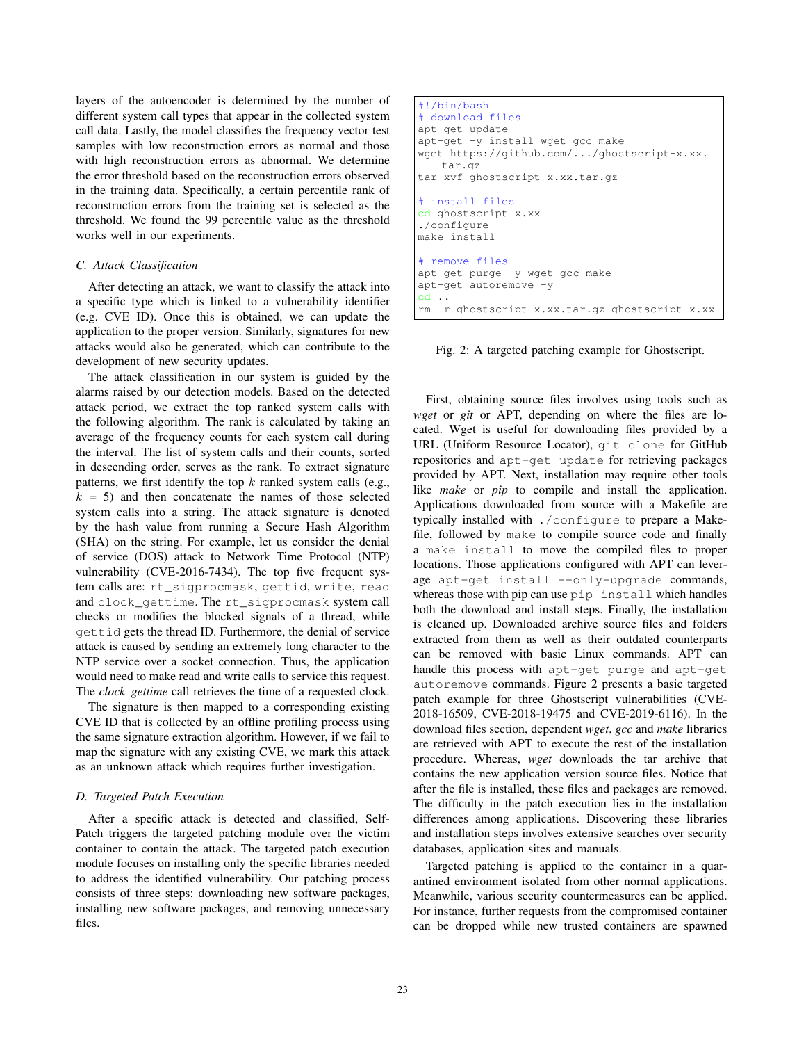layers of the autoencoder is determined by the number of different system call types that appear in the collected system call data. Lastly, the model classifies the frequency vector test samples with low reconstruction errors as normal and those with high reconstruction errors as abnormal. We determine the error threshold based on the reconstruction errors observed in the training data. Specifically, a certain percentile rank of reconstruction errors from the training set is selected as the threshold. We found the 99 percentile value as the threshold works well in our experiments.

### C. Attack Classification

After detecting an attack, we want to classify the attack into a specific type which is linked to a vulnerability identifier (e.g. CVE ID). Once this is obtained, we can update the application to the proper version. Similarly, signatures for new attacks would also be generated, which can contribute to the development of new security updates.

The attack classification in our system is guided by the alarms raised by our detection models. Based on the detected attack period, we extract the top ranked system calls with the following algorithm. The rank is calculated by taking an average of the frequency counts for each system call during the interval. The list of system calls and their counts, sorted in descending order, serves as the rank. To extract signature patterns, we first identify the top $k$ ranked system calls (e.g., $k = 5$) and then concatenate the names of those selected system calls into a string. The attack signature is denoted by the hash value from running a Secure Hash Algorithm (SHA) on the string. For example, let us consider the denial of service (DOS) attack to Network Time Protocol (NTP) vulnerability (CVE-2016-7434). The top five frequent system calls are: `rt_sigprocmask`, `gettid`, `write`, `read` and `clock_gettime`. The `rt_sigprocmask` system call checks or modifies the blocked signals of a thread, while `gettid` gets the thread ID. Furthermore, the denial of service attack is caused by sending an extremely long character to the NTP service over a socket connection. Thus, the application would need to make read and write calls to service this request. The *clock_gettime* call retrieves the time of a requested clock.

The signature is then mapped to a corresponding existing CVE ID that is collected by an offline profiling process using the same signature extraction algorithm. However, if we fail to map the signature with any existing CVE, we mark this attack as an unknown attack which requires further investigation.

### D. Targeted Patch Execution

After a specific attack is detected and classified, Self-Patch triggers the targeted patching module over the victim container to contain the attack. The targeted patch execution module focuses on installing only the specific libraries needed to address the identified vulnerability. Our patching process consists of three steps: downloading new software packages, installing new software packages, and removing unnecessary files.

```
#!/bin/bash
# download files
apt-get update
apt-get -y install wget gcc make
wget https://github.com/.../ghostscript-x.xx.
    tar.gz
tar xvf ghostscript-x.xx.tar.gz

# install files
cd ghostscript-x.xx
./configure
make install

# remove files
apt-get purge -y wget gcc make
apt-get autoremove -y
cd ..
rm -r ghostscript-x.xx.tar.gz ghostscript-x.xx
```

Fig. 2: A targeted patching example for Ghostscript.

First, obtaining source files involves using tools such as *wget* or *git* or APT, depending on where the files are located. Wget is useful for downloading files provided by a URL (Uniform Resource Locator), `git clone` for GitHub repositories and `apt-get update` for retrieving packages provided by APT. Next, installation may require other tools like *make* or *pip* to compile and install the application. Applications downloaded from source with a Makefile are typically installed with `./configure` to prepare a Makefile, followed by `make` to compile source code and finally a `make install` to move the compiled files to proper locations. Those applications configured with APT can leverage `apt-get install --only-upgrade` commands, whereas those with pip can use `pip install` which handles both the download and install steps. Finally, the installation is cleaned up. Downloaded archive source files and folders extracted from them as well as their outdated counterparts can be removed with basic Linux commands. APT can handle this process with `apt-get purge` and `apt-get autoremove` commands. Figure 2 presents a basic targeted patch example for three Ghostscript vulnerabilities (CVE-2018-16509, CVE-2018-19475 and CVE-2019-6116). In the download files section, dependent *wget*, *gcc* and *make* libraries are retrieved with APT to execute the rest of the installation procedure. Whereas, *wget* downloads the tar archive that contains the new application version source files. Notice that after the file is installed, these files and packages are removed. The difficulty in the patch execution lies in the installation differences among applications. Discovering these libraries and installation steps involves extensive searches over security databases, application sites and manuals.

Targeted patching is applied to the container in a quarantined environment isolated from other normal applications. Meanwhile, various security countermeasures can be applied. For instance, further requests from the compromised container can be dropped while new trusted containers are spawned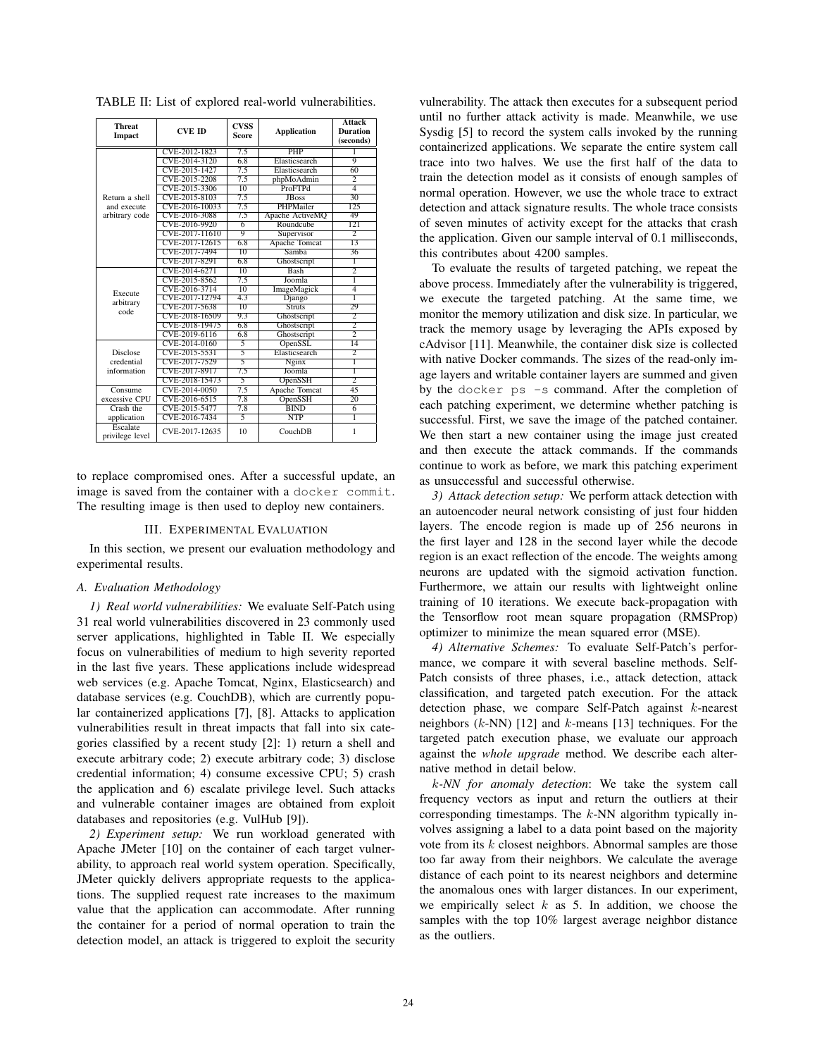TABLE II: List of explored real-world vulnerabilities.

| Threat Impact | CVE ID | CVSS Score | Application | Attack Duration (seconds) |
|---|---|---|---|---|
| Return a shell and execute arbitrary code | CVE-2012-1823 | 7.5 | PHP | 1 |
| | CVE-2014-3120 | 6.8 | Elasticsearch | 9 |
| | CVE-2015-1427 | 7.5 | Elasticsearch | 60 |
| | CVE-2015-2208 | 7.5 | phpMoAdmin | 2 |
| | CVE-2015-3306 | 10 | ProFTPd | 4 |
| | CVE-2015-8103 | 7.5 | JBoss | 30 |
| | CVE-2016-10033 | 7.5 | PHPMailer | 125 |
| | CVE-2016-3088 | 7.5 | Apache ActiveMQ | 49 |
| | CVE-2016-9920 | 6 | Roundcube | 121 |
| | CVE-2017-11610 | 9 | Supervisor | 2 |
| | CVE-2017-12615 | 6.8 | Apache Tomcat | 13 |
| | CVE-2017-7494 | 10 | Samba | 36 |
| | CVE-2017-8291 | 6.8 | Ghostscript | 1 |
| Execute arbitrary code | CVE-2014-6271 | 10 | Bash | 2 |
| | CVE-2015-8562 | 7.5 | Joomla | 1 |
| | CVE-2016-3714 | 10 | ImageMagick | 4 |
| | CVE-2017-12794 | 4.3 | Django | 1 |
| | CVE-2017-5638 | 10 | Struts | 29 |
| | CVE-2018-16509 | 9.3 | Ghostscript | 2 |
| | CVE-2018-19475 | 6.8 | Ghostscript | 2 |
| | CVE-2019-6116 | 6.8 | Ghostscript | 2 |
| Disclose credential information | CVE-2014-0160 | 5 | OpenSSL | 14 |
| | CVE-2015-5531 | 5 | Elasticsearch | 2 |
| | CVE-2017-7529 | 5 | Nginx | 1 |
| | CVE-2017-8917 | 7.5 | Joomla | 1 |
| | CVE-2018-15473 | 5 | OpenSSH | 2 |
| Consume excessive CPU | CVE-2014-0050 | 7.5 | Apache Tomcat | 45 |
| | CVE-2016-6515 | 7.8 | OpenSSH | 20 |
| Crash the application | CVE-2015-5477 | 7.8 | BIND | 6 |
| | CVE-2016-7434 | 5 | NTP | 1 |
| Escalate privilege level | CVE-2017-12635 | 10 | CouchDB | 1 |

to replace compromised ones. After a successful update, an image is saved from the container with a `docker commit`. The resulting image is then used to deploy new containers.

## III. Experimental Evaluation

In this section, we present our evaluation methodology and experimental results.

### A. Evaluation Methodology

*1) Real world vulnerabilities:* We evaluate Self-Patch using 31 real world vulnerabilities discovered in 23 commonly used server applications, highlighted in Table II. We especially focus on vulnerabilities of medium to high severity reported in the last five years. These applications include widespread web services (e.g. Apache Tomcat, Nginx, Elasticsearch) and database services (e.g. CouchDB), which are currently popular containerized applications [7], [8]. Attacks to application vulnerabilities result in threat impacts that fall into six categories classified by a recent study [2]: 1) return a shell and execute arbitrary code; 2) execute arbitrary code; 3) disclose credential information; 4) consume excessive CPU; 5) crash the application and 6) escalate privilege level. Such attacks and vulnerable container images are obtained from exploit databases and repositories (e.g. VulHub [9]).

*2) Experiment setup:* We run workload generated with Apache JMeter [10] on the container of each target vulnerability, to approach real world system operation. Specifically, JMeter quickly delivers appropriate requests to the applications. The supplied request rate increases to the maximum value that the application can accommodate. After running the container for a period of normal operation to train the detection model, an attack is triggered to exploit the security vulnerability. The attack then executes for a subsequent period until no further attack activity is made. Meanwhile, we use Sysdig [5] to record the system calls invoked by the running containerized applications. We separate the entire system call trace into two halves. We use the first half of the data to train the detection model as it consists of enough samples of normal operation. However, we use the whole trace to extract detection and attack signature results. The whole trace consists of seven minutes of activity except for the attacks that crash the application. Given our sample interval of 0.1 milliseconds, this contributes about 4200 samples.

To evaluate the results of targeted patching, we repeat the above process. Immediately after the vulnerability is triggered, we execute the targeted patching. At the same time, we monitor the memory utilization and disk size. In particular, we track the memory usage by leveraging the APIs exposed by cAdvisor [11]. Meanwhile, the container disk size is collected with native Docker commands. The sizes of the read-only image layers and writable container layers are summed and given by the `docker ps -s` command. After the completion of each patching experiment, we determine whether patching is successful. First, we save the image of the patched container. We then start a new container using the image just created and then execute the attack commands. If the commands continue to work as before, we mark this patching experiment as unsuccessful and successful otherwise.

*3) Attack detection setup:* We perform attack detection with an autoencoder neural network consisting of just four hidden layers. The encode region is made up of 256 neurons in the first layer and 128 in the second layer while the decode region is an exact reflection of the encode. The weights among neurons are updated with the sigmoid activation function. Furthermore, we attain our results with lightweight online training of 10 iterations. We execute back-propagation with the Tensorflow root mean square propagation (RMSProp) optimizer to minimize the mean squared error (MSE).

*4) Alternative Schemes:* To evaluate Self-Patch's performance, we compare it with several baseline methods. Self-Patch consists of three phases, i.e., attack detection, attack classification, and targeted patch execution. For the attack detection phase, we compare Self-Patch against $k$-nearest neighbors ($k$-NN) [12] and $k$-means [13] techniques. For the targeted patch execution phase, we evaluate our approach against the *whole upgrade* method. We describe each alternative method in detail below.

*$k$-NN for anomaly detection*: We take the system call frequency vectors as input and return the outliers at their corresponding timestamps. The $k$-NN algorithm typically involves assigning a label to a data point based on the majority vote from its $k$ closest neighbors. Abnormal samples are those too far away from their neighbors. We calculate the average distance of each point to its nearest neighbors and determine the anomalous ones with larger distances. In our experiment, we empirically select $k$ as 5. In addition, we choose the samples with the top 10% largest average neighbor distance as the outliers.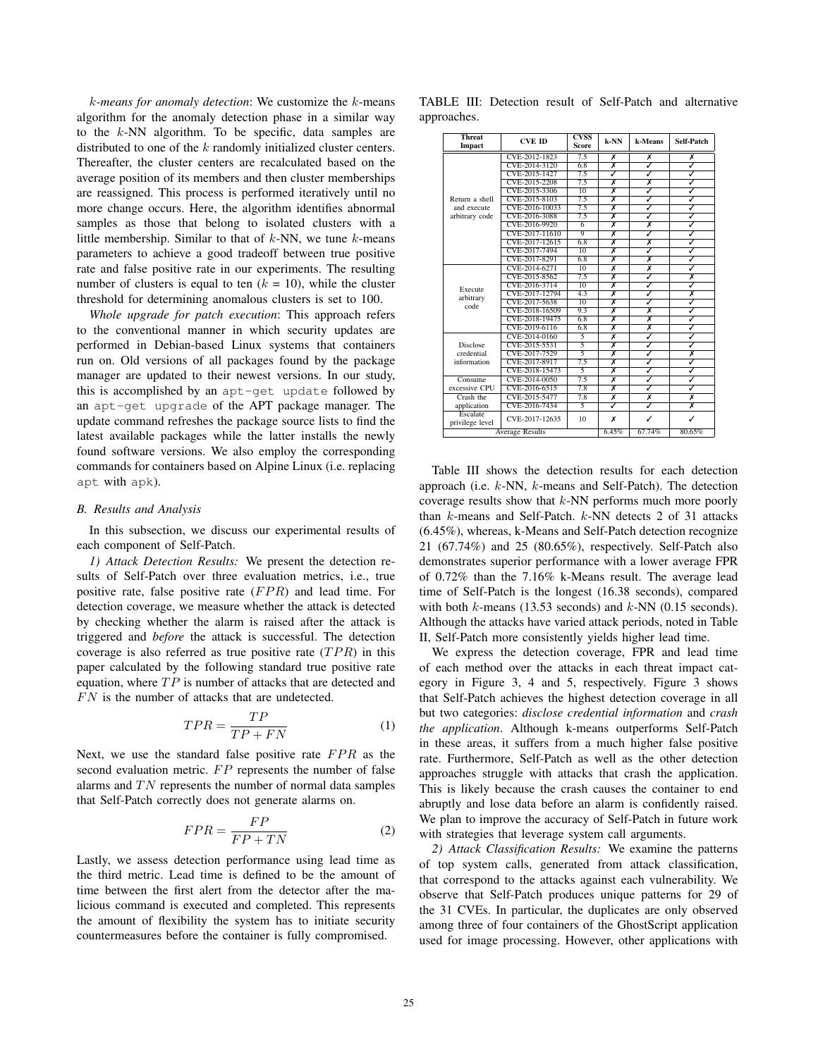*k-means for anomaly detection*: We customize the $k$-means algorithm for the anomaly detection phase in a similar way to the $k$-NN algorithm. To be specific, data samples are distributed to one of the $k$ randomly initialized cluster centers. Thereafter, the cluster centers are recalculated based on the average position of its members and then cluster memberships are reassigned. This process is performed iteratively until no more change occurs. Here, the algorithm identifies abnormal samples as those that belong to isolated clusters with a little membership. Similar to that of $k$-NN, we tune $k$-means parameters to achieve a good tradeoff between true positive rate and false positive rate in our experiments. The resulting number of clusters is equal to ten ($k$ = 10), while the cluster threshold for determining anomalous clusters is set to 100.

*Whole upgrade for patch execution*: This approach refers to the conventional manner in which security updates are performed in Debian-based Linux systems that containers run on. Old versions of all packages found by the package manager are updated to their newest versions. In our study, this is accomplished by an `apt-get update` followed by an `apt-get upgrade` of the APT package manager. The update command refreshes the package source lists to find the latest available packages while the latter installs the newly found software versions. We also employ the corresponding commands for containers based on Alpine Linux (i.e. replacing `apt` with `apk`).

### B. Results and Analysis

In this subsection, we discuss our experimental results of each component of Self-Patch.

*1) Attack Detection Results:* We present the detection results of Self-Patch over three evaluation metrics, i.e., true positive rate, false positive rate ($FPR$) and lead time. For detection coverage, we measure whether the attack is detected by checking whether the alarm is raised after the attack is triggered and *before* the attack is successful. The detection coverage is also referred as true positive rate ($TPR$) in this paper calculated by the following standard true positive rate equation, where $TP$ is number of attacks that are detected and $FN$ is the number of attacks that are undetected.

$$TPR = \frac{TP}{TP + FN} \tag{1}$$

Next, we use the standard false positive rate $FPR$ as the second evaluation metric. $FP$ represents the number of false alarms and $TN$ represents the number of normal data samples that Self-Patch correctly does not generate alarms on.

$$FPR = \frac{FP}{FP + TN} \tag{2}$$

Lastly, we assess detection performance using lead time as the third metric. Lead time is defined to be the amount of time between the first alert from the detector after the malicious command is executed and completed. This represents the amount of flexibility the system has to initiate security countermeasures before the container is fully compromised.

TABLE III: Detection result of Self-Patch and alternative approaches.

| Threat Impact | CVE ID | CVSS Score | k-NN | k-Means | Self-Patch |
|---|---|---|---|---|---|
| Return a shell and execute arbitrary code | CVE-2012-1823 | 7.5 | ✗ | ✗ | ✗ |
| | CVE-2014-3120 | 6.8 | ✗ | ✓ | ✓ |
| | CVE-2015-1427 | 7.5 | ✓ | ✓ | ✓ |
| | CVE-2015-2208 | 7.5 | ✗ | ✗ | ✓ |
| | CVE-2015-3306 | 10 | ✗ | ✓ | ✓ |
| | CVE-2015-8103 | 7.5 | ✗ | ✓ | ✓ |
| | CVE-2016-10033 | 7.5 | ✗ | ✓ | ✓ |
| | CVE-2016-3088 | 7.5 | ✗ | ✓ | ✓ |
| | CVE-2016-9920 | 6 | ✗ | ✗ | ✓ |
| | CVE-2017-11610 | 9 | ✗ | ✓ | ✓ |
| | CVE-2017-12615 | 6.8 | ✗ | ✗ | ✓ |
| | CVE-2017-7494 | 10 | ✗ | ✓ | ✓ |
| | CVE-2017-8291 | 6.8 | ✗ | ✗ | ✓ |
| Execute arbitrary code | CVE-2014-6271 | 10 | ✗ | ✗ | ✓ |
| | CVE-2015-8562 | 7.5 | ✗ | ✓ | ✗ |
| | CVE-2016-3714 | 10 | ✗ | ✓ | ✓ |
| | CVE-2017-12794 | 4.3 | ✗ | ✓ | ✗ |
| | CVE-2017-5638 | 10 | ✗ | ✓ | ✓ |
| | CVE-2018-16509 | 9.3 | ✗ | ✗ | ✓ |
| | CVE-2018-19475 | 6.8 | ✗ | ✗ | ✓ |
| | CVE-2019-6116 | 6.8 | ✗ | ✗ | ✓ |
| Disclose credential information | CVE-2014-0160 | 5 | ✗ | ✓ | ✓ |
| | CVE-2015-5531 | 5 | ✗ | ✓ | ✓ |
| | CVE-2017-7529 | 5 | ✗ | ✓ | ✗ |
| | CVE-2017-8917 | 7.5 | ✗ | ✓ | ✓ |
| | CVE-2018-15473 | 5 | ✗ | ✓ | ✓ |
| Consume excessive CPU | CVE-2014-0050 | 7.5 | ✗ | ✓ | ✓ |
| | CVE-2016-6515 | 7.8 | ✗ | ✓ | ✓ |
| Crash the application | CVE-2015-5477 | 7.8 | ✗ | ✗ | ✗ |
| | CVE-2016-7434 | 5 | ✓ | ✓ | ✗ |
| Escalate privilege level | CVE-2017-12635 | 10 | ✗ | ✓ | ✓ |
| Average Results | | | 6.45% | 67.74% | 80.65% |

Table III shows the detection results for each detection approach (i.e. $k$-NN, $k$-means and Self-Patch). The detection coverage results show that $k$-NN performs much more poorly than $k$-means and Self-Patch. $k$-NN detects 2 of 31 attacks (6.45%), whereas, k-Means and Self-Patch detection recognize 21 (67.74%) and 25 (80.65%), respectively. Self-Patch also demonstrates superior performance with a lower average FPR of 0.72% than the 7.16% k-Means result. The average lead time of Self-Patch is the longest (16.38 seconds), compared with both $k$-means (13.53 seconds) and $k$-NN (0.15 seconds). Although the attacks have varied attack periods, noted in Table II, Self-Patch more consistently yields higher lead time.

We express the detection coverage, FPR and lead time of each method over the attacks in each threat impact category in Figure 3, 4 and 5, respectively. Figure 3 shows that Self-Patch achieves the highest detection coverage in all but two categories: *disclose credential information* and *crash the application*. Although k-means outperforms Self-Patch in these areas, it suffers from a much higher false positive rate. Furthermore, Self-Patch as well as the other detection approaches struggle with attacks that crash the application. This is likely because the crash causes the container to end abruptly and lose data before an alarm is confidently raised. We plan to improve the accuracy of Self-Patch in future work with strategies that leverage system call arguments.

*2) Attack Classification Results:* We examine the patterns of top system calls, generated from attack classification, that correspond to the attacks against each vulnerability. We observe that Self-Patch produces unique patterns for 29 of the 31 CVEs. In particular, the duplicates are only observed among three of four containers of the GhostScript application used for image processing. However, other applications with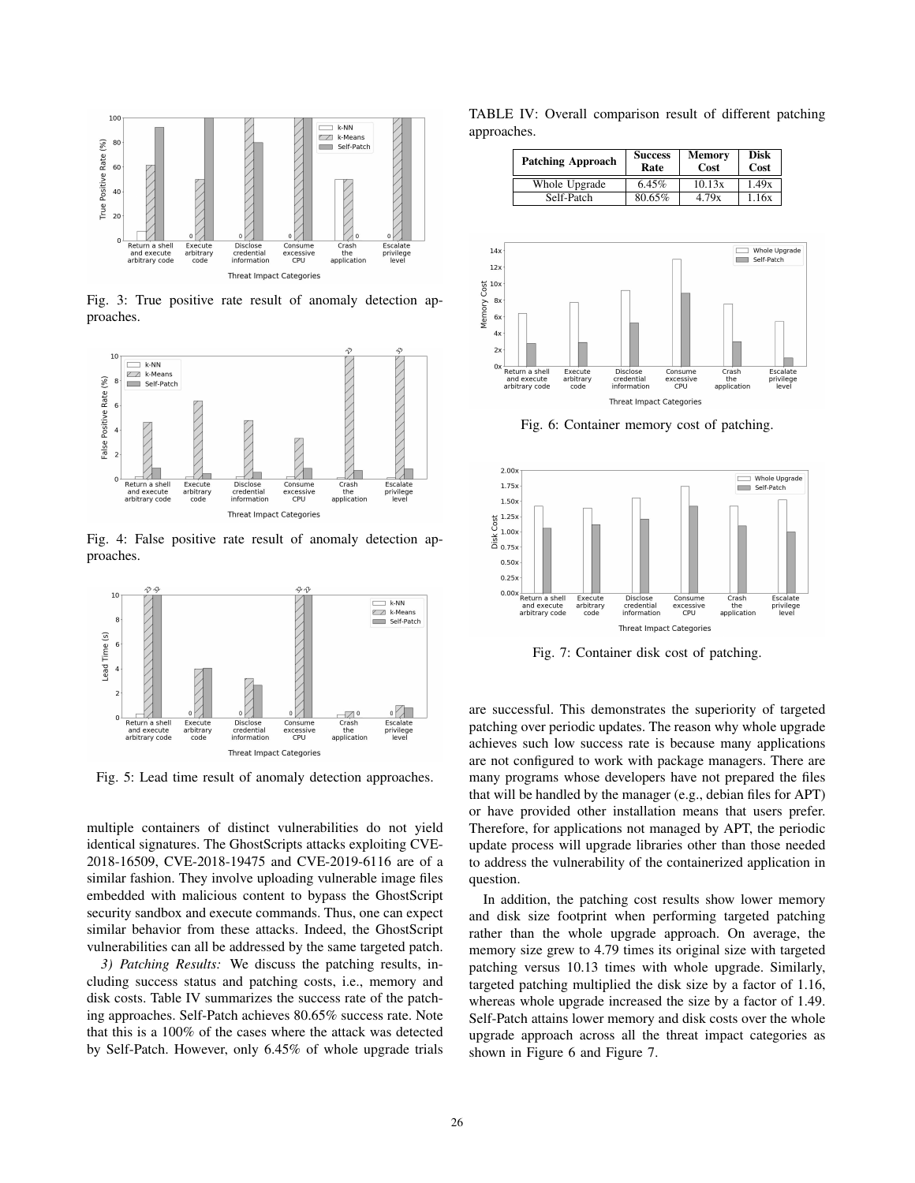Fig. 3: True positive rate result of anomaly detection approaches.

Fig. 4: False positive rate result of anomaly detection approaches.

Fig. 5: Lead time result of anomaly detection approaches.

multiple containers of distinct vulnerabilities do not yield identical signatures. The GhostScripts attacks exploiting CVE-2018-16509, CVE-2018-19475 and CVE-2019-6116 are of a similar fashion. They involve uploading vulnerable image files embedded with malicious content to bypass the GhostScript security sandbox and execute commands. Thus, one can expect similar behavior from these attacks. Indeed, the GhostScript vulnerabilities can all be addressed by the same targeted patch.

*3) Patching Results:* We discuss the patching results, including success status and patching costs, i.e., memory and disk costs. Table IV summarizes the success rate of the patching approaches. Self-Patch achieves 80.65% success rate. Note that this is a 100% of the cases where the attack was detected by Self-Patch. However, only 6.45% of whole upgrade trials are successful. This demonstrates the superiority of targeted patching over periodic updates. The reason why whole upgrade achieves such low success rate is because many applications are not configured to work with package managers. There are many programs whose developers have not prepared the files that will be handled by the manager (e.g., debian files for APT) or have provided other installation means that users prefer. Therefore, for applications not managed by APT, the periodic update process will upgrade libraries other than those needed to address the vulnerability of the containerized application in question.

In addition, the patching cost results show lower memory and disk size footprint when performing targeted patching rather than the whole upgrade approach. On average, the memory size grew to 4.79 times its original size with targeted patching versus 10.13 times with whole upgrade. Similarly, targeted patching multiplied the disk size by a factor of 1.16, whereas whole upgrade increased the size by a factor of 1.49. Self-Patch attains lower memory and disk costs over the whole upgrade approach across all the threat impact categories as shown in Figure 6 and Figure 7.

TABLE IV: Overall comparison result of different patching approaches.

| Patching Approach | Success Rate | Memory Cost | Disk Cost |
|---|---|---|---|
| Whole Upgrade | 6.45% | 10.13x | 1.49x |
| Self-Patch | 80.65% | 4.79x | 1.16x |

Fig. 6: Container memory cost of patching.

Fig. 7: Container disk cost of patching.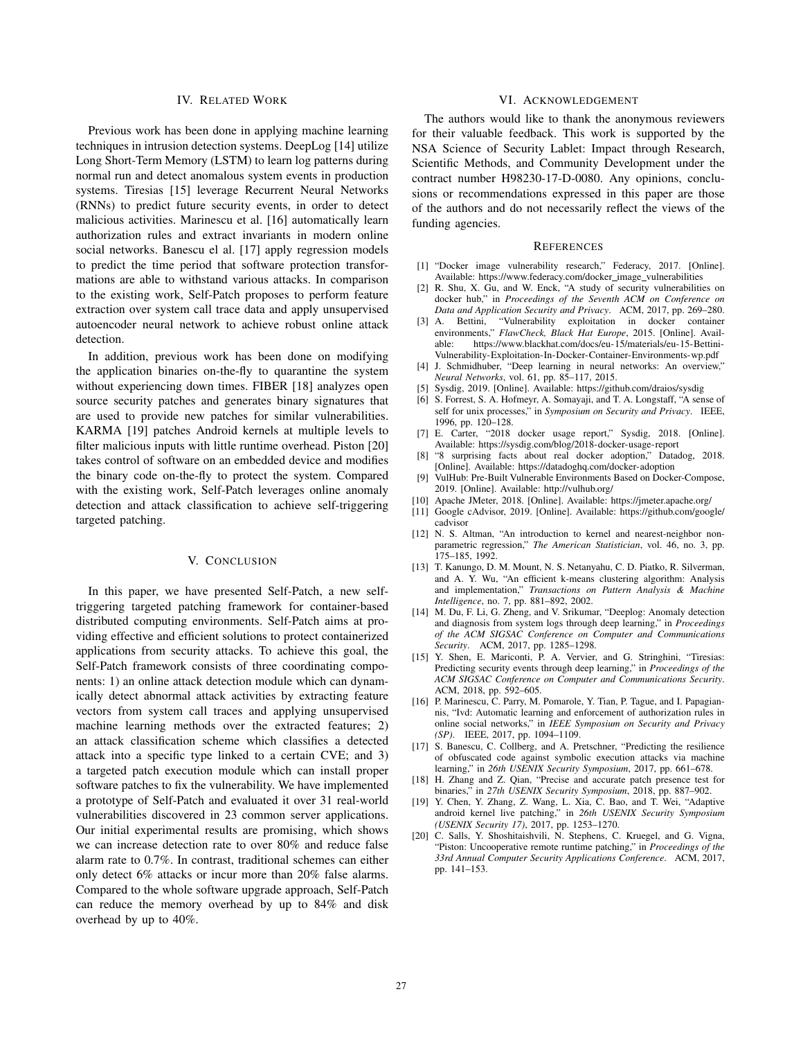## IV. Related Work

Previous work has been done in applying machine learning techniques in intrusion detection systems. DeepLog [14] utilize Long Short-Term Memory (LSTM) to learn log patterns during normal run and detect anomalous system events in production systems. Tiresias [15] leverage Recurrent Neural Networks (RNNs) to predict future security events, in order to detect malicious activities. Marinescu et al. [16] automatically learn authorization rules and extract invariants in modern online social networks. Banescu el al. [17] apply regression models to predict the time period that software protection transformations are able to withstand various attacks. In comparison to the existing work, Self-Patch proposes to perform feature extraction over system call trace data and apply unsupervised autoencoder neural network to achieve robust online attack detection.

In addition, previous work has been done on modifying the application binaries on-the-fly to quarantine the system without experiencing down times. FIBER [18] analyzes open source security patches and generates binary signatures that are used to provide new patches for similar vulnerabilities. KARMA [19] patches Android kernels at multiple levels to filter malicious inputs with little runtime overhead. Piston [20] takes control of software on an embedded device and modifies the binary code on-the-fly to protect the system. Compared with the existing work, Self-Patch leverages online anomaly detection and attack classification to achieve self-triggering targeted patching.

## V. Conclusion

In this paper, we have presented Self-Patch, a new self-triggering targeted patching framework for container-based distributed computing environments. Self-Patch aims at providing effective and efficient solutions to protect containerized applications from security attacks. To achieve this goal, the Self-Patch framework consists of three coordinating components: 1) an online attack detection module which can dynamically detect abnormal attack activities by extracting feature vectors from system call traces and applying unsupervised machine learning methods over the extracted features; 2) an attack classification scheme which classifies a detected attack into a specific type linked to a certain CVE; and 3) a targeted patch execution module which can install proper software patches to fix the vulnerability. We have implemented a prototype of Self-Patch and evaluated it over 31 real-world vulnerabilities discovered in 23 common server applications. Our initial experimental results are promising, which shows we can increase detection rate to over 80% and reduce false alarm rate to 0.7%. In contrast, traditional schemes can either only detect 6% attacks or incur more than 20% false alarms. Compared to the whole software upgrade approach, Self-Patch can reduce the memory overhead by up to 84% and disk overhead by up to 40%.

## VI. Acknowledgement

The authors would like to thank the anonymous reviewers for their valuable feedback. This work is supported by the NSA Science of Security Lablet: Impact through Research, Scientific Methods, and Community Development under the contract number H98230-17-D-0080. Any opinions, conclusions or recommendations expressed in this paper are those of the authors and do not necessarily reflect the views of the funding agencies.

## References

[1] "Docker image vulnerability research," Federacy, 2017. [Online]. Available: https://www.federacy.com/docker_image_vulnerabilities

[2] R. Shu, X. Gu, and W. Enck, "A study of security vulnerabilities on docker hub," in *Proceedings of the Seventh ACM on Conference on Data and Application Security and Privacy*. ACM, 2017, pp. 269–280.

[3] A. Bettini, "Vulnerability exploitation in docker container environments," *FlawCheck, Black Hat Europe*, 2015. [Online]. Available: https://www.blackhat.com/docs/eu-15/materials/eu-15-Bettini-Vulnerability-Exploitation-In-Docker-Container-Environments-wp.pdf

[4] J. Schmidhuber, "Deep learning in neural networks: An overview," *Neural Networks*, vol. 61, pp. 85–117, 2015.

[5] Sysdig, 2019. [Online]. Available: https://github.com/draios/sysdig

[6] S. Forrest, S. A. Hofmeyr, A. Somayaji, and T. A. Longstaff, "A sense of self for unix processes," in *Symposium on Security and Privacy*. IEEE, 1996, pp. 120–128.

[7] E. Carter, "2018 docker usage report," Sysdig, 2018. [Online]. Available: https://sysdig.com/blog/2018-docker-usage-report

[8] "8 surprising facts about real docker adoption," Datadog, 2018. [Online]. Available: https://datadoghq.com/docker-adoption

[9] VulHub: Pre-Built Vulnerable Environments Based on Docker-Compose, 2019. [Online]. Available: http://vulhub.org/

[10] Apache JMeter, 2018. [Online]. Available: https://jmeter.apache.org/

[11] Google cAdvisor, 2019. [Online]. Available: https://github.com/google/cadvisor

[12] N. S. Altman, "An introduction to kernel and nearest-neighbor nonparametric regression," *The American Statistician*, vol. 46, no. 3, pp. 175–185, 1992.

[13] T. Kanungo, D. M. Mount, N. S. Netanyahu, C. D. Piatko, R. Silverman, and A. Y. Wu, "An efficient k-means clustering algorithm: Analysis and implementation," *Transactions on Pattern Analysis & Machine Intelligence*, no. 7, pp. 881–892, 2002.

[14] M. Du, F. Li, G. Zheng, and V. Srikumar, "Deeplog: Anomaly detection and diagnosis from system logs through deep learning," in *Proceedings of the ACM SIGSAC Conference on Computer and Communications Security*. ACM, 2017, pp. 1285–1298.

[15] Y. Shen, E. Mariconti, P. A. Vervier, and G. Stringhini, "Tiresias: Predicting security events through deep learning," in *Proceedings of the ACM SIGSAC Conference on Computer and Communications Security*. ACM, 2018, pp. 592–605.

[16] P. Marinescu, C. Parry, M. Pomarole, Y. Tian, P. Tague, and I. Papagiannis, "Ivd: Automatic learning and enforcement of authorization rules in online social networks," in *IEEE Symposium on Security and Privacy (SP)*. IEEE, 2017, pp. 1094–1109.

[17] S. Banescu, C. Collberg, and A. Pretschner, "Predicting the resilience of obfuscated code against symbolic execution attacks via machine learning," in *26th USENIX Security Symposium*, 2017, pp. 661–678.

[18] H. Zhang and Z. Qian, "Precise and accurate patch presence test for binaries," in *27th USENIX Security Symposium*, 2018, pp. 887–902.

[19] Y. Chen, Y. Zhang, Z. Wang, L. Xia, C. Bao, and T. Wei, "Adaptive android kernel live patching," in *26th USENIX Security Symposium (USENIX Security 17)*, 2017, pp. 1253–1270.

[20] C. Salls, Y. Shoshitaishvili, N. Stephens, C. Kruegel, and G. Vigna, "Piston: Uncooperative remote runtime patching," in *Proceedings of the 33rd Annual Computer Security Applications Conference*. ACM, 2017, pp. 141–153.